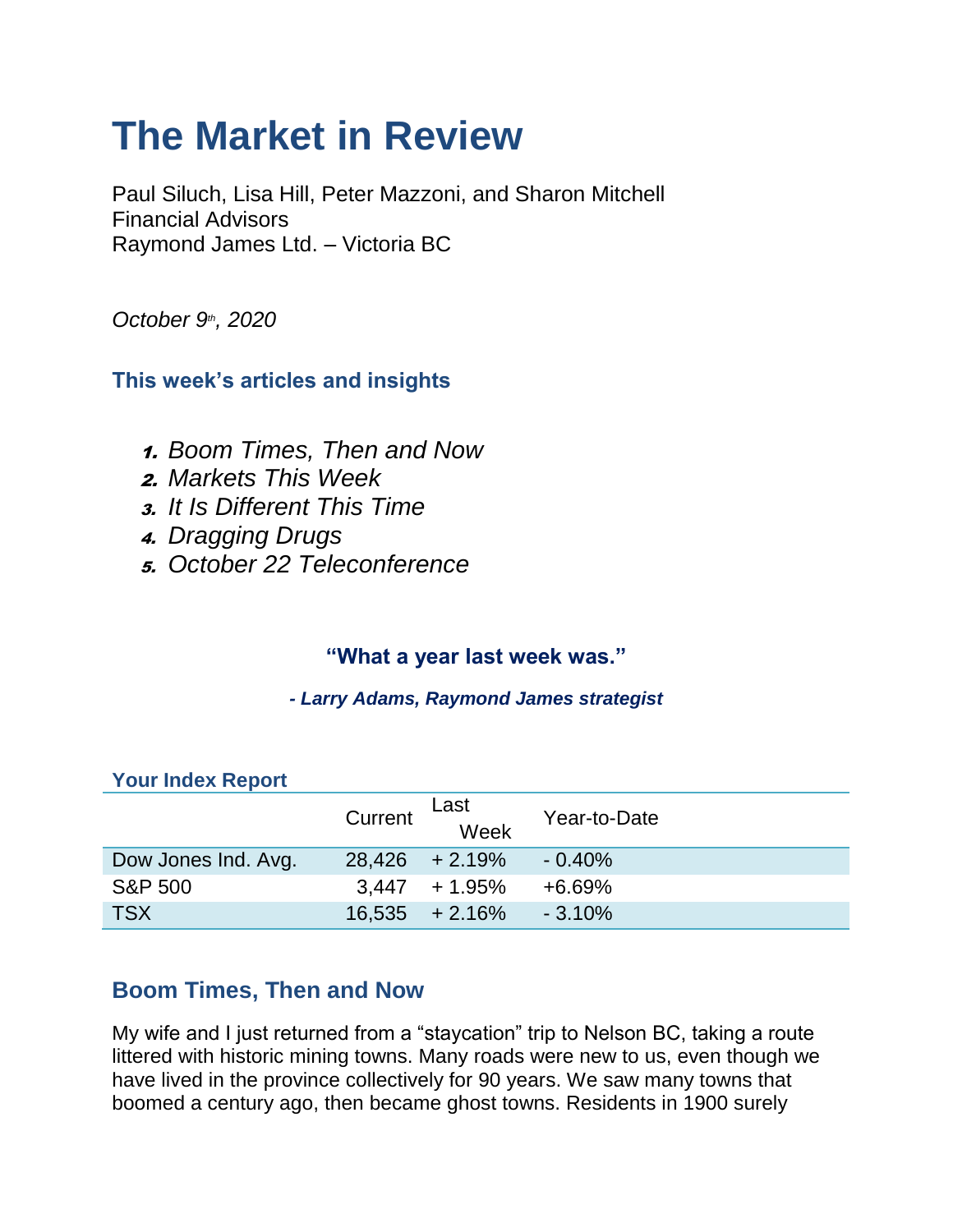# The Market in Review

Paul Siluch, Lisa Hill, Peter Mazzoni, and Sharon Mitchell
Financial Advisors
Raymond James Ltd. – Victoria BC

*October 9th, 2020*

### This week's articles and insights

1. *Boom Times, Then and Now*
2. *Markets This Week*
3. *It Is Different This Time*
4. *Dragging Drugs*
5. *October 22 Teleconference*

**"What a year last week was."**

***- Larry Adams, Raymond James strategist***

### Your Index Report

| | Current | Last Week | Year-to-Date |
|---|---|---|---|
| Dow Jones Ind. Avg. | 28,426 | + 2.19% | - 0.40% |
| S&P 500 | 3,447 | + 1.95% | +6.69% |
| TSX | 16,535 | + 2.16% | - 3.10% |

## Boom Times, Then and Now

My wife and I just returned from a "staycation" trip to Nelson BC, taking a route littered with historic mining towns. Many roads were new to us, even though we have lived in the province collectively for 90 years. We saw many towns that boomed a century ago, then became ghost towns. Residents in 1900 surely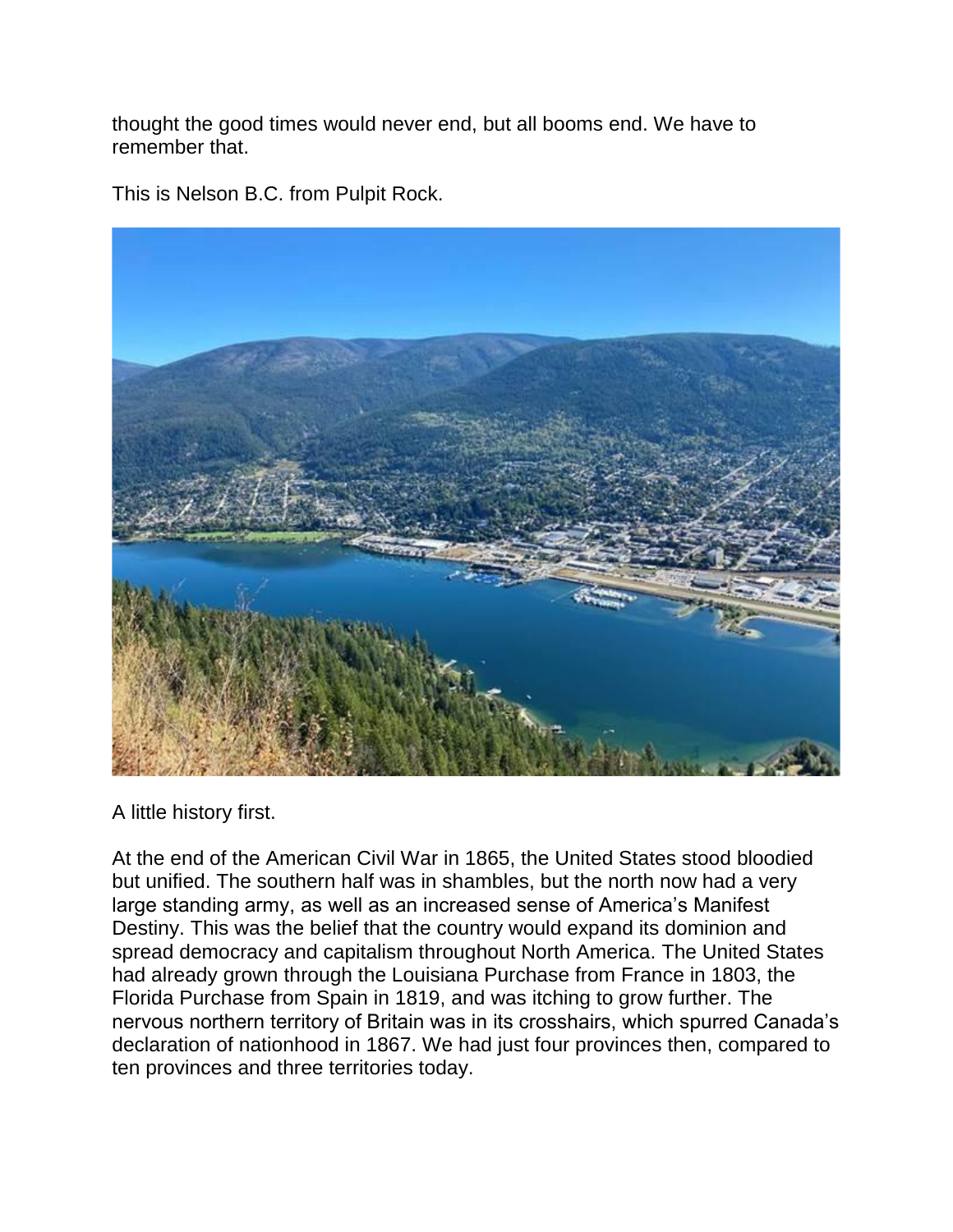thought the good times would never end, but all booms end. We have to remember that.

This is Nelson B.C. from Pulpit Rock.

A little history first.

At the end of the American Civil War in 1865, the United States stood bloodied but unified. The southern half was in shambles, but the north now had a very large standing army, as well as an increased sense of America's Manifest Destiny. This was the belief that the country would expand its dominion and spread democracy and capitalism throughout North America. The United States had already grown through the Louisiana Purchase from France in 1803, the Florida Purchase from Spain in 1819, and was itching to grow further. The nervous northern territory of Britain was in its crosshairs, which spurred Canada's declaration of nationhood in 1867. We had just four provinces then, compared to ten provinces and three territories today.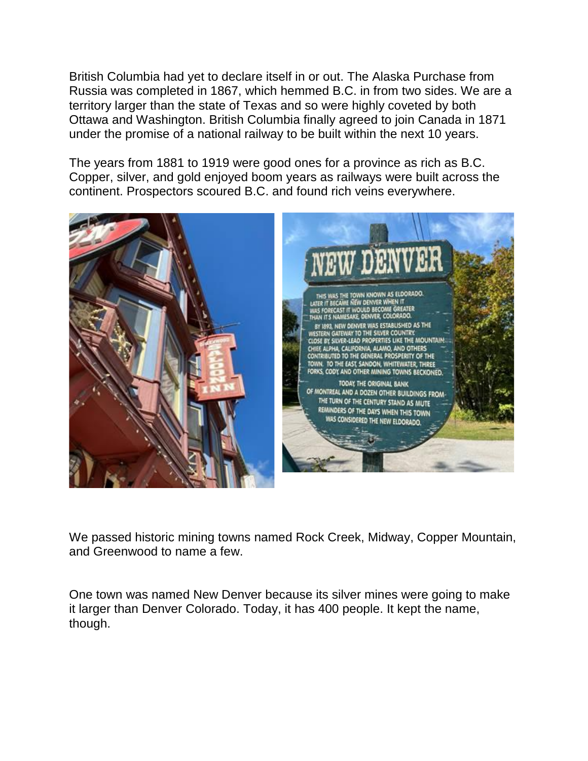British Columbia had yet to declare itself in or out. The Alaska Purchase from Russia was completed in 1867, which hemmed B.C. in from two sides. We are a territory larger than the state of Texas and so were highly coveted by both Ottawa and Washington. British Columbia finally agreed to join Canada in 1871 under the promise of a national railway to be built within the next 10 years.

The years from 1881 to 1919 were good ones for a province as rich as B.C. Copper, silver, and gold enjoyed boom years as railways were built across the continent. Prospectors scoured B.C. and found rich veins everywhere.

We passed historic mining towns named Rock Creek, Midway, Copper Mountain, and Greenwood to name a few.

One town was named New Denver because its silver mines were going to make it larger than Denver Colorado. Today, it has 400 people. It kept the name, though.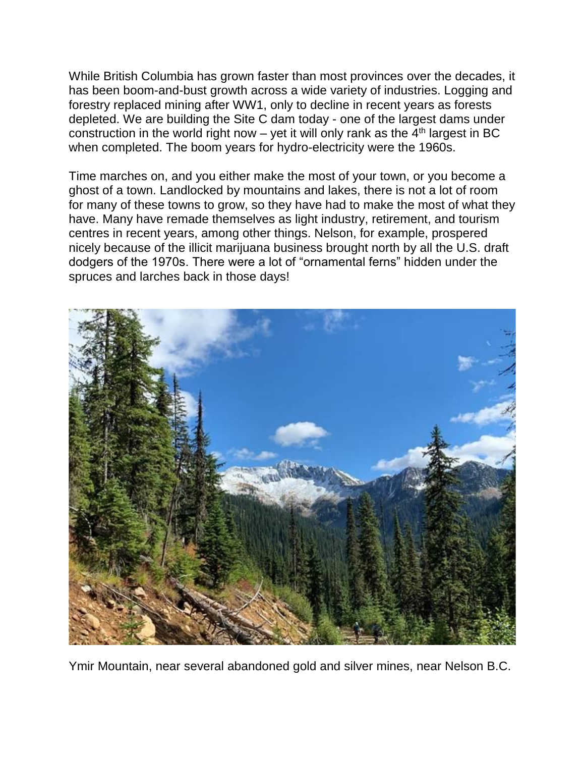While British Columbia has grown faster than most provinces over the decades, it has been boom-and-bust growth across a wide variety of industries. Logging and forestry replaced mining after WW1, only to decline in recent years as forests depleted. We are building the Site C dam today - one of the largest dams under construction in the world right now – yet it will only rank as the 4th largest in BC when completed. The boom years for hydro-electricity were the 1960s.

Time marches on, and you either make the most of your town, or you become a ghost of a town. Landlocked by mountains and lakes, there is not a lot of room for many of these towns to grow, so they have had to make the most of what they have. Many have remade themselves as light industry, retirement, and tourism centres in recent years, among other things. Nelson, for example, prospered nicely because of the illicit marijuana business brought north by all the U.S. draft dodgers of the 1970s. There were a lot of "ornamental ferns" hidden under the spruces and larches back in those days!

Ymir Mountain, near several abandoned gold and silver mines, near Nelson B.C.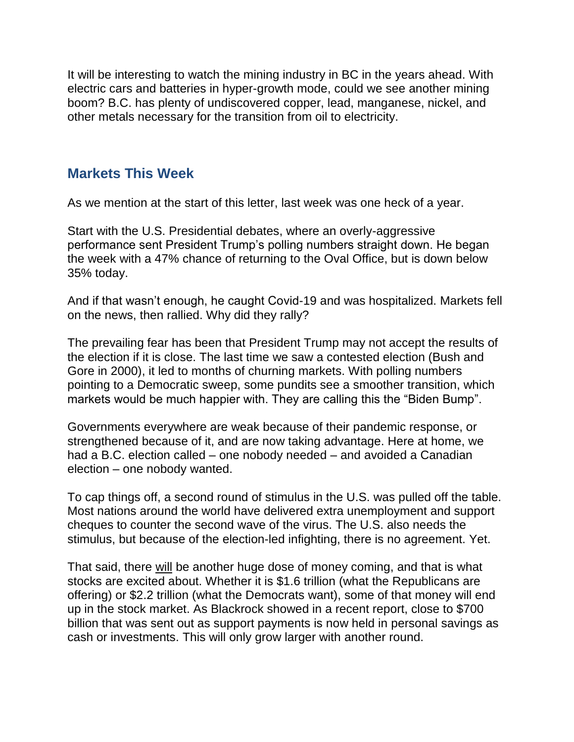It will be interesting to watch the mining industry in BC in the years ahead. With electric cars and batteries in hyper-growth mode, could we see another mining boom? B.C. has plenty of undiscovered copper, lead, manganese, nickel, and other metals necessary for the transition from oil to electricity.

## Markets This Week

As we mention at the start of this letter, last week was one heck of a year.

Start with the U.S. Presidential debates, where an overly-aggressive performance sent President Trump's polling numbers straight down. He began the week with a 47% chance of returning to the Oval Office, but is down below 35% today.

And if that wasn't enough, he caught Covid-19 and was hospitalized. Markets fell on the news, then rallied. Why did they rally?

The prevailing fear has been that President Trump may not accept the results of the election if it is close. The last time we saw a contested election (Bush and Gore in 2000), it led to months of churning markets. With polling numbers pointing to a Democratic sweep, some pundits see a smoother transition, which markets would be much happier with. They are calling this the "Biden Bump".

Governments everywhere are weak because of their pandemic response, or strengthened because of it, and are now taking advantage. Here at home, we had a B.C. election called – one nobody needed – and avoided a Canadian election – one nobody wanted.

To cap things off, a second round of stimulus in the U.S. was pulled off the table. Most nations around the world have delivered extra unemployment and support cheques to counter the second wave of the virus. The U.S. also needs the stimulus, but because of the election-led infighting, there is no agreement. Yet.

That said, there <u>will</u> be another huge dose of money coming, and that is what stocks are excited about. Whether it is $1.6 trillion (what the Republicans are offering) or $2.2 trillion (what the Democrats want), some of that money will end up in the stock market. As Blackrock showed in a recent report, close to $700 billion that was sent out as support payments is now held in personal savings as cash or investments. This will only grow larger with another round.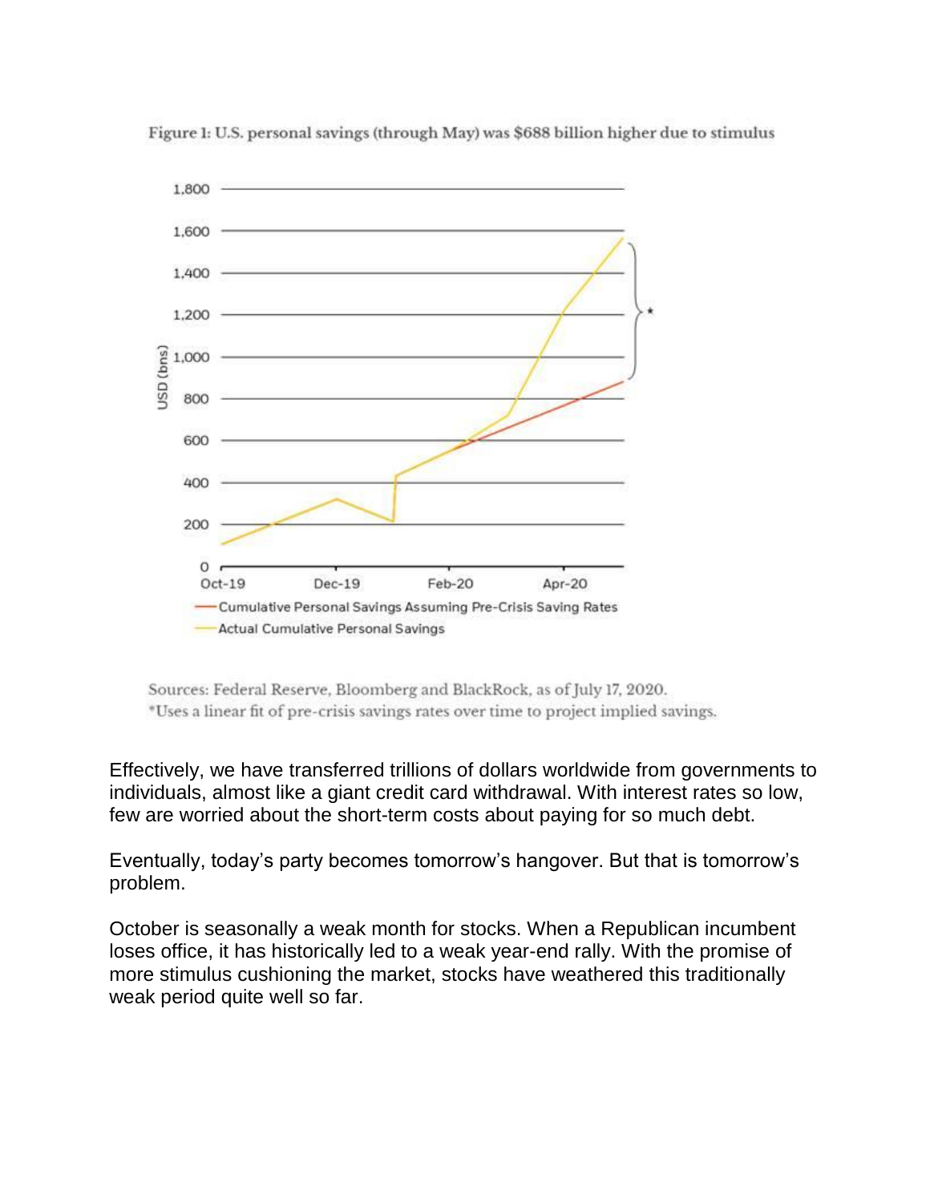Figure 1: U.S. personal savings (through May) was $688 billion higher due to stimulus

Sources: Federal Reserve, Bloomberg and BlackRock, as of July 17, 2020.
*Uses a linear fit of pre-crisis savings rates over time to project implied savings.

Effectively, we have transferred trillions of dollars worldwide from governments to individuals, almost like a giant credit card withdrawal. With interest rates so low, few are worried about the short-term costs about paying for so much debt.

Eventually, today's party becomes tomorrow's hangover. But that is tomorrow's problem.

October is seasonally a weak month for stocks. When a Republican incumbent loses office, it has historically led to a weak year-end rally. With the promise of more stimulus cushioning the market, stocks have weathered this traditionally weak period quite well so far.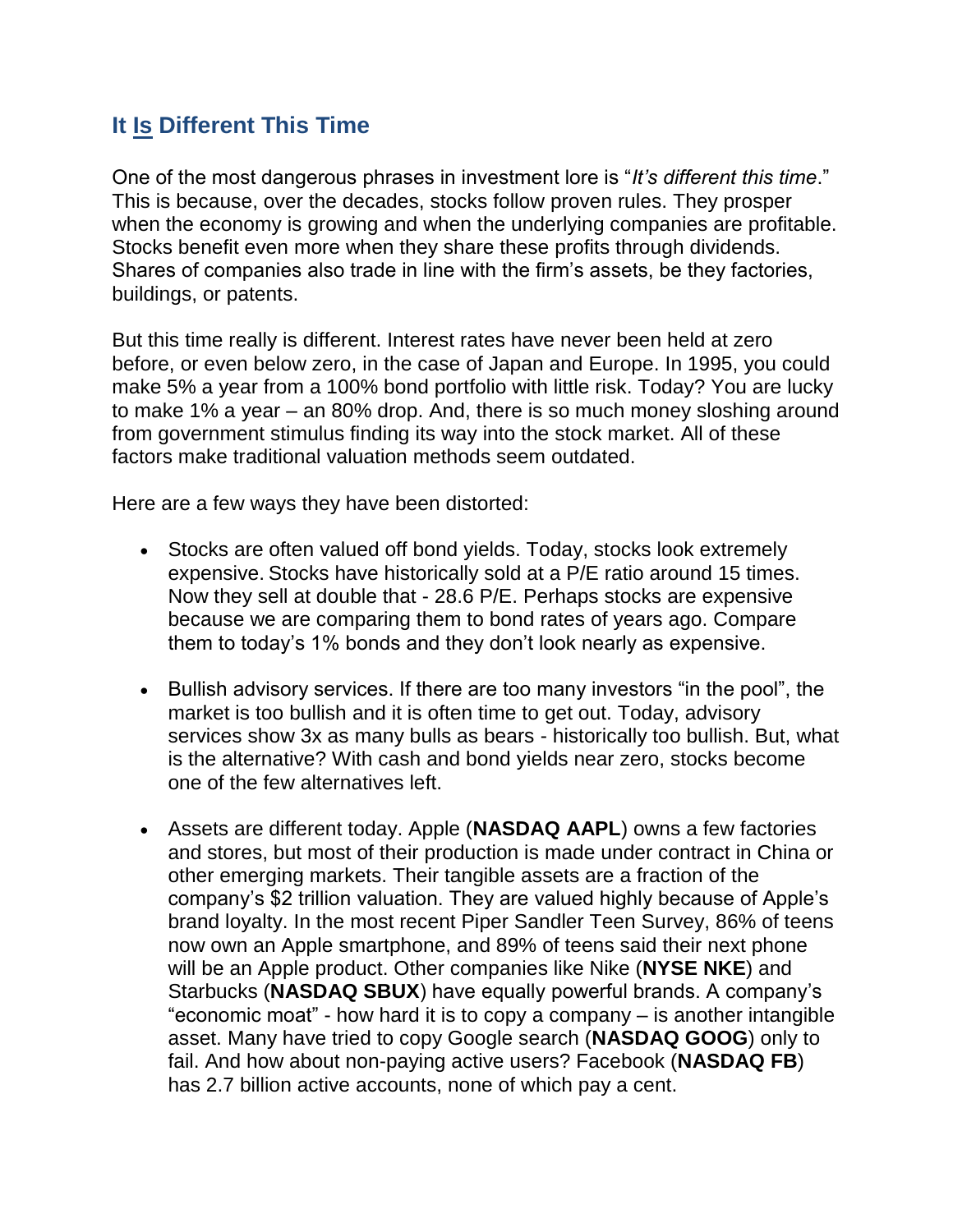## It Is Different This Time

One of the most dangerous phrases in investment lore is "*It's different this time*." This is because, over the decades, stocks follow proven rules. They prosper when the economy is growing and when the underlying companies are profitable. Stocks benefit even more when they share these profits through dividends. Shares of companies also trade in line with the firm's assets, be they factories, buildings, or patents.

But this time really is different. Interest rates have never been held at zero before, or even below zero, in the case of Japan and Europe. In 1995, you could make 5% a year from a 100% bond portfolio with little risk. Today? You are lucky to make 1% a year – an 80% drop. And, there is so much money sloshing around from government stimulus finding its way into the stock market. All of these factors make traditional valuation methods seem outdated.

Here are a few ways they have been distorted:

- Stocks are often valued off bond yields. Today, stocks look extremely expensive. Stocks have historically sold at a P/E ratio around 15 times. Now they sell at double that - 28.6 P/E. Perhaps stocks are expensive because we are comparing them to bond rates of years ago. Compare them to today's 1% bonds and they don't look nearly as expensive.

- Bullish advisory services. If there are too many investors "in the pool", the market is too bullish and it is often time to get out. Today, advisory services show 3x as many bulls as bears - historically too bullish. But, what is the alternative? With cash and bond yields near zero, stocks become one of the few alternatives left.

- Assets are different today. Apple (**NASDAQ AAPL**) owns a few factories and stores, but most of their production is made under contract in China or other emerging markets. Their tangible assets are a fraction of the company's $2 trillion valuation. They are valued highly because of Apple's brand loyalty. In the most recent Piper Sandler Teen Survey, 86% of teens now own an Apple smartphone, and 89% of teens said their next phone will be an Apple product. Other companies like Nike (**NYSE NKE**) and Starbucks (**NASDAQ SBUX**) have equally powerful brands. A company's "economic moat" - how hard it is to copy a company – is another intangible asset. Many have tried to copy Google search (**NASDAQ GOOG**) only to fail. And how about non-paying active users? Facebook (**NASDAQ FB**) has 2.7 billion active accounts, none of which pay a cent.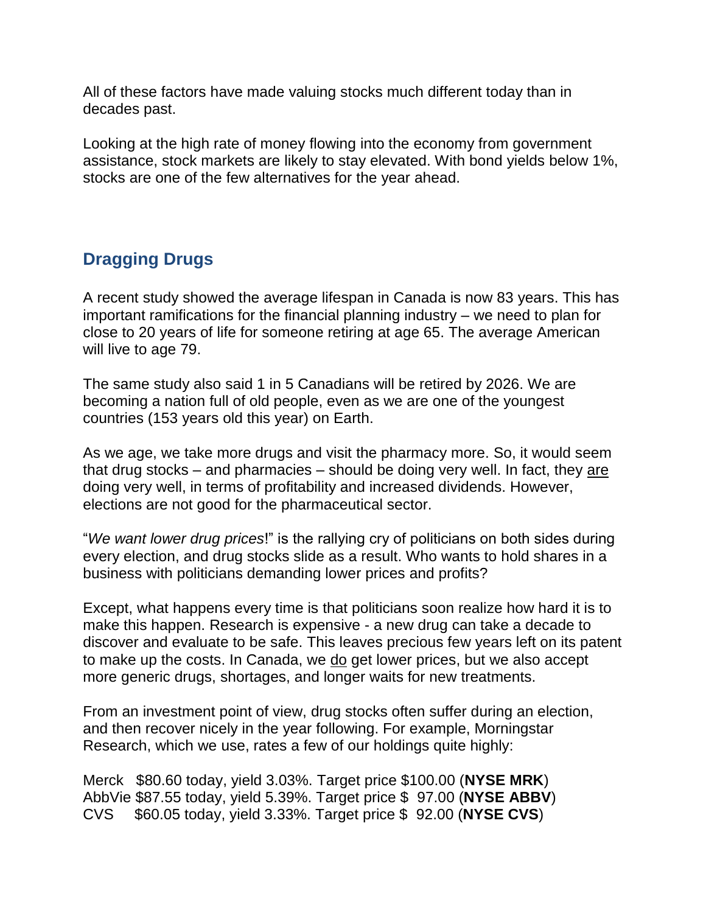All of these factors have made valuing stocks much different today than in decades past.

Looking at the high rate of money flowing into the economy from government assistance, stock markets are likely to stay elevated. With bond yields below 1%, stocks are one of the few alternatives for the year ahead.

## Dragging Drugs

A recent study showed the average lifespan in Canada is now 83 years. This has important ramifications for the financial planning industry – we need to plan for close to 20 years of life for someone retiring at age 65. The average American will live to age 79.

The same study also said 1 in 5 Canadians will be retired by 2026. We are becoming a nation full of old people, even as we are one of the youngest countries (153 years old this year) on Earth.

As we age, we take more drugs and visit the pharmacy more. So, it would seem that drug stocks – and pharmacies – should be doing very well. In fact, they <u>are</u> doing very well, in terms of profitability and increased dividends. However, elections are not good for the pharmaceutical sector.

"*We want lower drug prices*!" is the rallying cry of politicians on both sides during every election, and drug stocks slide as a result. Who wants to hold shares in a business with politicians demanding lower prices and profits?

Except, what happens every time is that politicians soon realize how hard it is to make this happen. Research is expensive - a new drug can take a decade to discover and evaluate to be safe. This leaves precious few years left on its patent to make up the costs. In Canada, we <u>do</u> get lower prices, but we also accept more generic drugs, shortages, and longer waits for new treatments.

From an investment point of view, drug stocks often suffer during an election, and then recover nicely in the year following. For example, Morningstar Research, which we use, rates a few of our holdings quite highly:

Merck $80.60 today, yield 3.03%. Target price $100.00 (**NYSE MRK**)
AbbVie $87.55 today, yield 5.39%. Target price $ 97.00 (**NYSE ABBV**)
CVS $60.05 today, yield 3.33%. Target price $ 92.00 (**NYSE CVS**)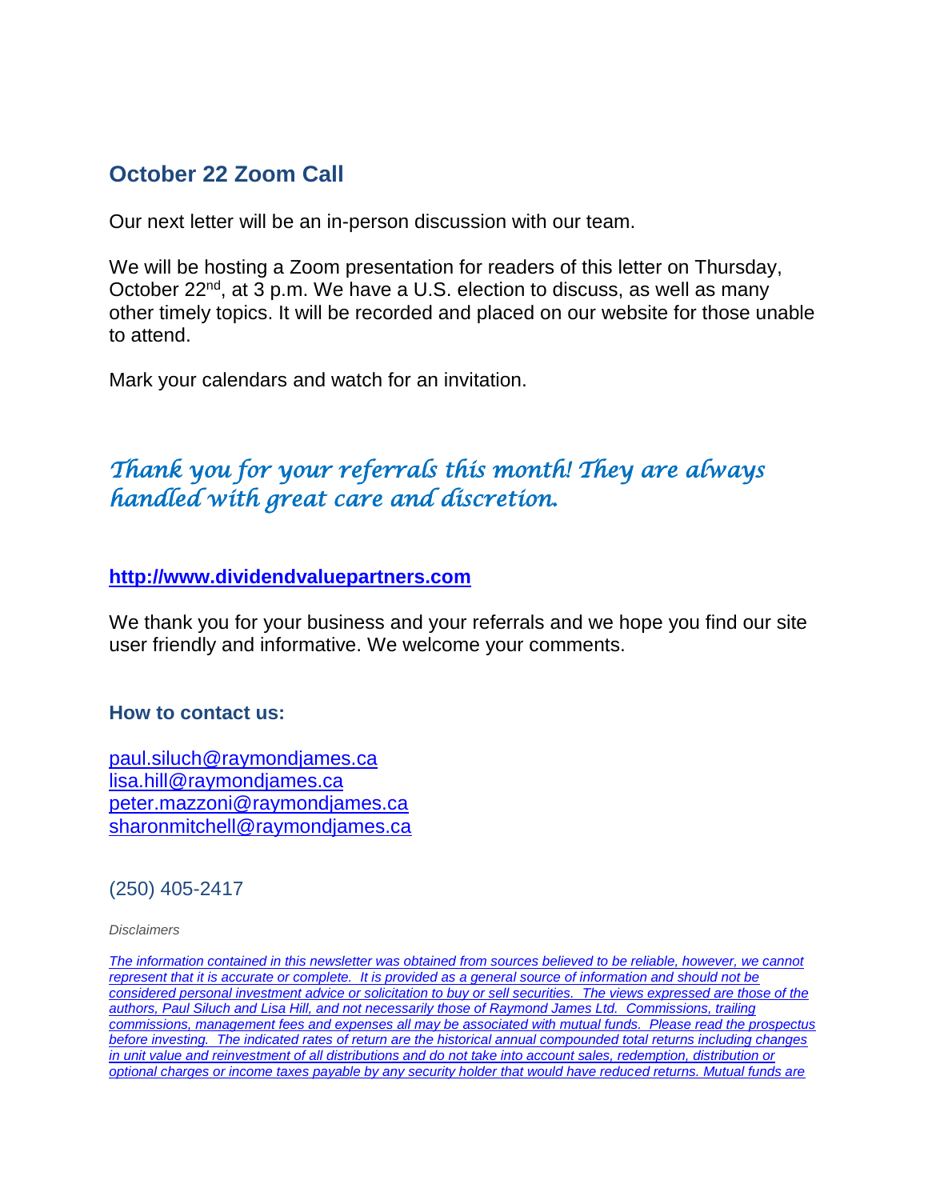## October 22 Zoom Call

Our next letter will be an in-person discussion with our team.

We will be hosting a Zoom presentation for readers of this letter on Thursday, October 22nd, at 3 p.m. We have a U.S. election to discuss, as well as many other timely topics. It will be recorded and placed on our website for those unable to attend.

Mark your calendars and watch for an invitation.

*Thank you for your referrals this month! They are always handled with great care and discretion.*

**http://www.dividendvaluepartners.com**

We thank you for your business and your referrals and we hope you find our site user friendly and informative. We welcome your comments.

**How to contact us:**

paul.siluch@raymondjames.ca
lisa.hill@raymondjames.ca
peter.mazzoni@raymondjames.ca
sharonmitchell@raymondjames.ca

(250) 405-2417

*Disclaimers*

*The information contained in this newsletter was obtained from sources believed to be reliable, however, we cannot represent that it is accurate or complete. It is provided as a general source of information and should not be considered personal investment advice or solicitation to buy or sell securities. The views expressed are those of the authors, Paul Siluch and Lisa Hill, and not necessarily those of Raymond James Ltd. Commissions, trailing commissions, management fees and expenses all may be associated with mutual funds. Please read the prospectus before investing. The indicated rates of return are the historical annual compounded total returns including changes in unit value and reinvestment of all distributions and do not take into account sales, redemption, distribution or optional charges or income taxes payable by any security holder that would have reduced returns. Mutual funds are*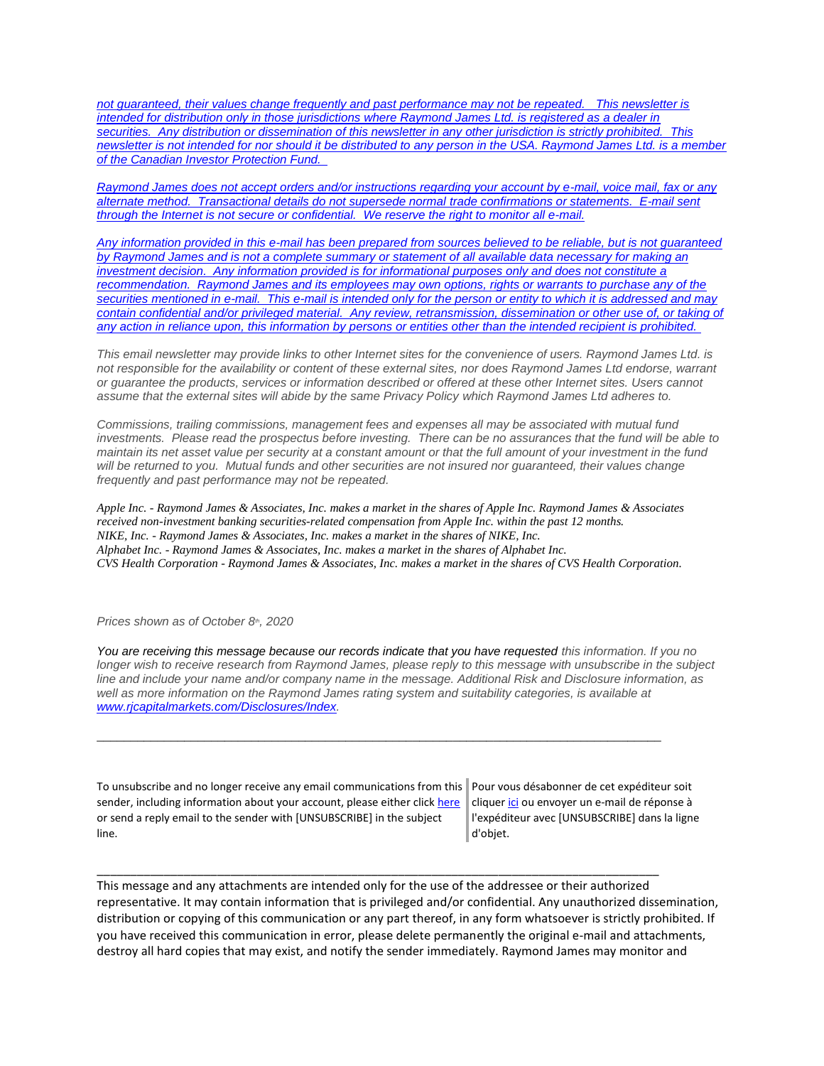*not guaranteed, their values change frequently and past performance may not be repeated. This newsletter is intended for distribution only in those jurisdictions where Raymond James Ltd. is registered as a dealer in securities. Any distribution or dissemination of this newsletter in any other jurisdiction is strictly prohibited. This newsletter is not intended for nor should it be distributed to any person in the USA. Raymond James Ltd. is a member of the Canadian Investor Protection Fund.*

*Raymond James does not accept orders and/or instructions regarding your account by e-mail, voice mail, fax or any alternate method. Transactional details do not supersede normal trade confirmations or statements. E-mail sent through the Internet is not secure or confidential. We reserve the right to monitor all e-mail.*

*Any information provided in this e-mail has been prepared from sources believed to be reliable, but is not guaranteed by Raymond James and is not a complete summary or statement of all available data necessary for making an investment decision. Any information provided is for informational purposes only and does not constitute a recommendation. Raymond James and its employees may own options, rights or warrants to purchase any of the securities mentioned in e-mail. This e-mail is intended only for the person or entity to which it is addressed and may contain confidential and/or privileged material. Any review, retransmission, dissemination or other use of, or taking of any action in reliance upon, this information by persons or entities other than the intended recipient is prohibited.*

*This email newsletter may provide links to other Internet sites for the convenience of users. Raymond James Ltd. is not responsible for the availability or content of these external sites, nor does Raymond James Ltd endorse, warrant or guarantee the products, services or information described or offered at these other Internet sites. Users cannot assume that the external sites will abide by the same Privacy Policy which Raymond James Ltd adheres to.*

*Commissions, trailing commissions, management fees and expenses all may be associated with mutual fund investments. Please read the prospectus before investing. There can be no assurances that the fund will be able to maintain its net asset value per security at a constant amount or that the full amount of your investment in the fund will be returned to you. Mutual funds and other securities are not insured nor guaranteed, their values change frequently and past performance may not be repeated.*

*Apple Inc. - Raymond James & Associates, Inc. makes a market in the shares of Apple Inc. Raymond James & Associates received non-investment banking securities-related compensation from Apple Inc. within the past 12 months.*
*NIKE, Inc. - Raymond James & Associates, Inc. makes a market in the shares of NIKE, Inc.*
*Alphabet Inc. - Raymond James & Associates, Inc. makes a market in the shares of Alphabet Inc.*
*CVS Health Corporation - Raymond James & Associates, Inc. makes a market in the shares of CVS Health Corporation.*

*Prices shown as of October 8th, 2020*

*You are receiving this message because our records indicate that you have requested this information. If you no longer wish to receive research from Raymond James, please reply to this message with unsubscribe in the subject line and include your name and/or company name in the message. Additional Risk and Disclosure information, as well as more information on the Raymond James rating system and suitability categories, is available at [www.rjcapitalmarkets.com/Disclosures/Index](www.rjcapitalmarkets.com/Disclosures/Index).*

---

To unsubscribe and no longer receive any email communications from this sender, including information about your account, please either click here or send a reply email to the sender with [UNSUBSCRIBE] in the subject line.

Pour vous désabonner de cet expéditeur soit cliquer ici ou envoyer un e-mail de réponse à l'expéditeur avec [UNSUBSCRIBE] dans la ligne d'objet.

---

This message and any attachments are intended only for the use of the addressee or their authorized representative. It may contain information that is privileged and/or confidential. Any unauthorized dissemination, distribution or copying of this communication or any part thereof, in any form whatsoever is strictly prohibited. If you have received this communication in error, please delete permanently the original e-mail and attachments, destroy all hard copies that may exist, and notify the sender immediately. Raymond James may monitor and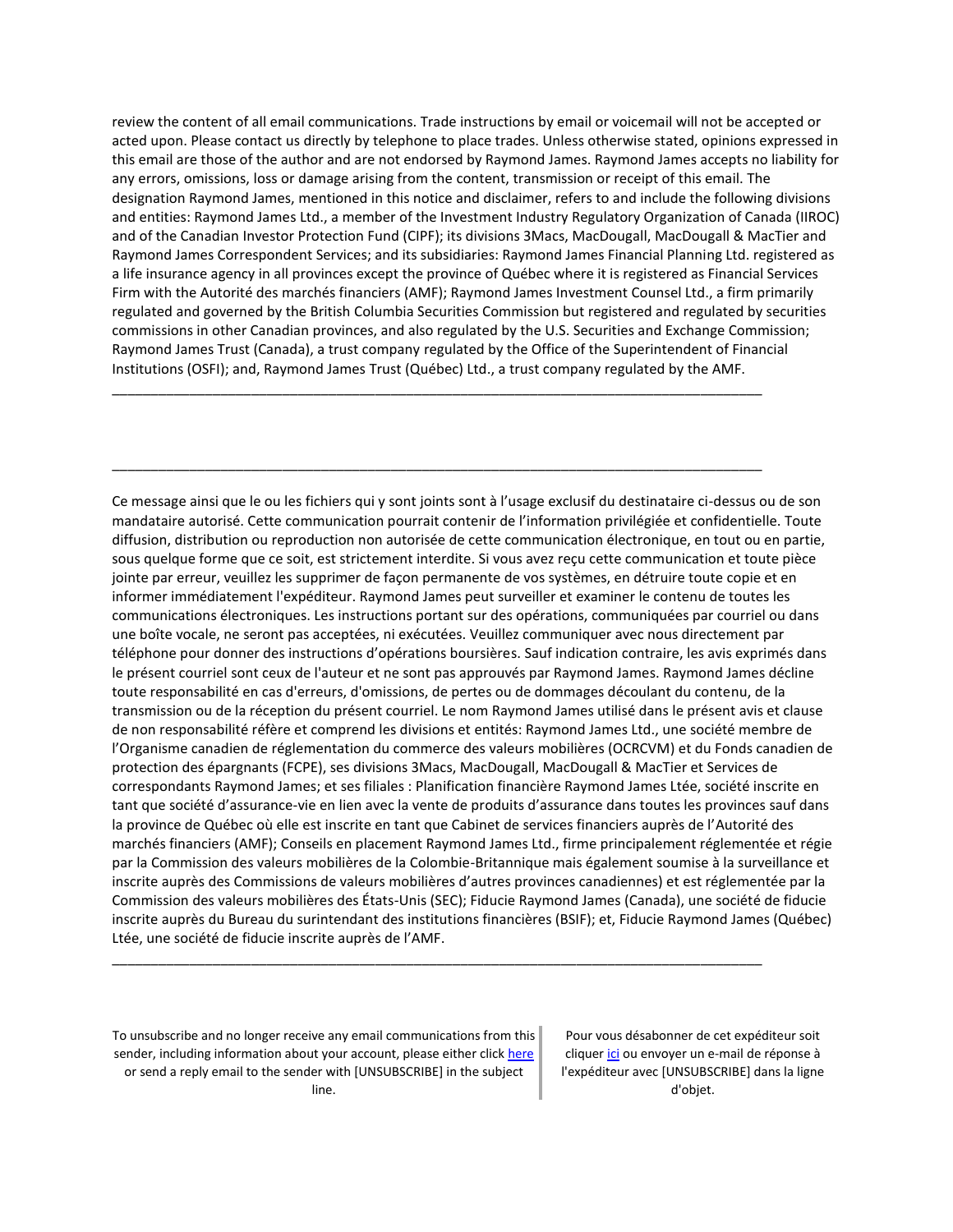review the content of all email communications. Trade instructions by email or voicemail will not be accepted or acted upon. Please contact us directly by telephone to place trades. Unless otherwise stated, opinions expressed in this email are those of the author and are not endorsed by Raymond James. Raymond James accepts no liability for any errors, omissions, loss or damage arising from the content, transmission or receipt of this email. The designation Raymond James, mentioned in this notice and disclaimer, refers to and include the following divisions and entities: Raymond James Ltd., a member of the Investment Industry Regulatory Organization of Canada (IIROC) and of the Canadian Investor Protection Fund (CIPF); its divisions 3Macs, MacDougall, MacDougall & MacTier and Raymond James Correspondent Services; and its subsidiaries: Raymond James Financial Planning Ltd. registered as a life insurance agency in all provinces except the province of Québec where it is registered as Financial Services Firm with the Autorité des marchés financiers (AMF); Raymond James Investment Counsel Ltd., a firm primarily regulated and governed by the British Columbia Securities Commission but registered and regulated by securities commissions in other Canadian provinces, and also regulated by the U.S. Securities and Exchange Commission; Raymond James Trust (Canada), a trust company regulated by the Office of the Superintendent of Financial Institutions (OSFI); and, Raymond James Trust (Québec) Ltd., a trust company regulated by the AMF.

---

---

Ce message ainsi que le ou les fichiers qui y sont joints sont à l'usage exclusif du destinataire ci-dessus ou de son mandataire autorisé. Cette communication pourrait contenir de l'information privilégiée et confidentielle. Toute diffusion, distribution ou reproduction non autorisée de cette communication électronique, en tout ou en partie, sous quelque forme que ce soit, est strictement interdite. Si vous avez reçu cette communication et toute pièce jointe par erreur, veuillez les supprimer de façon permanente de vos systèmes, en détruire toute copie et en informer immédiatement l'expéditeur. Raymond James peut surveiller et examiner le contenu de toutes les communications électroniques. Les instructions portant sur des opérations, communiquées par courriel ou dans une boîte vocale, ne seront pas acceptées, ni exécutées. Veuillez communiquer avec nous directement par téléphone pour donner des instructions d'opérations boursières. Sauf indication contraire, les avis exprimés dans le présent courriel sont ceux de l'auteur et ne sont pas approuvés par Raymond James. Raymond James décline toute responsabilité en cas d'erreurs, d'omissions, de pertes ou de dommages découlant du contenu, de la transmission ou de la réception du présent courriel. Le nom Raymond James utilisé dans le présent avis et clause de non responsabilité réfère et comprend les divisions et entités: Raymond James Ltd., une société membre de l'Organisme canadien de réglementation du commerce des valeurs mobilières (OCRCVM) et du Fonds canadien de protection des épargnants (FCPE), ses divisions 3Macs, MacDougall, MacDougall & MacTier et Services de correspondants Raymond James; et ses filiales : Planification financière Raymond James Ltée, société inscrite en tant que société d'assurance-vie en lien avec la vente de produits d'assurance dans toutes les provinces sauf dans la province de Québec où elle est inscrite en tant que Cabinet de services financiers auprès de l'Autorité des marchés financiers (AMF); Conseils en placement Raymond James Ltd., firme principalement réglementée et régie par la Commission des valeurs mobilières de la Colombie-Britannique mais également soumise à la surveillance et inscrite auprès des Commissions de valeurs mobilières d'autres provinces canadiennes) et est réglementée par la Commission des valeurs mobilières des États-Unis (SEC); Fiducie Raymond James (Canada), une société de fiducie inscrite auprès du Bureau du surintendant des institutions financières (BSIF); et, Fiducie Raymond James (Québec) Ltée, une société de fiducie inscrite auprès de l'AMF.

---

To unsubscribe and no longer receive any email communications from this sender, including information about your account, please either click here or send a reply email to the sender with [UNSUBSCRIBE] in the subject line.

Pour vous désabonner de cet expéditeur soit cliquer ici ou envoyer un e-mail de réponse à l'expéditeur avec [UNSUBSCRIBE] dans la ligne d'objet.